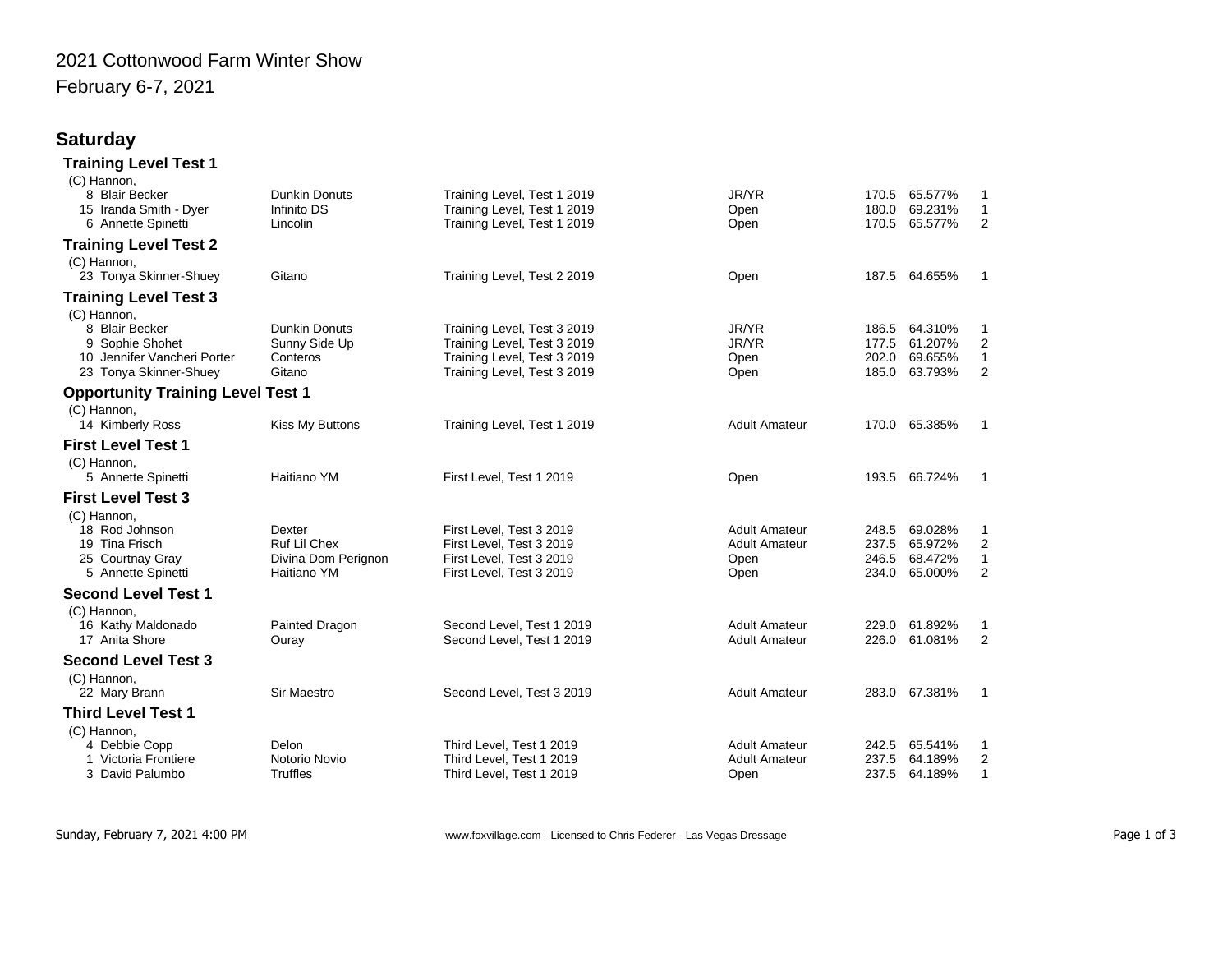# 2021 Cottonwood Farm Winter Show

February 6-7, 2021

## Saturday

### Training Level Test 1

(C) Hannon,

| # | Rider | Horse | Test | Division | Score | Percent | Place |
|---|---|---|---|---|---|---|---|
| 8 | Blair Becker | Dunkin Donuts | Training Level, Test 1 2019 | JR/YR | 170.5 | 65.577% | 1 |
| 15 | Iranda Smith - Dyer | Infinito DS | Training Level, Test 1 2019 | Open | 180.0 | 69.231% | 1 |
| 6 | Annette Spinetti | Lincolin | Training Level, Test 1 2019 | Open | 170.5 | 65.577% | 2 |

### Training Level Test 2

(C) Hannon,

| # | Rider | Horse | Test | Division | Score | Percent | Place |
|---|---|---|---|---|---|---|---|
| 23 | Tonya Skinner-Shuey | Gitano | Training Level, Test 2 2019 | Open | 187.5 | 64.655% | 1 |

### Training Level Test 3

(C) Hannon,

| # | Rider | Horse | Test | Division | Score | Percent | Place |
|---|---|---|---|---|---|---|---|
| 8 | Blair Becker | Dunkin Donuts | Training Level, Test 3 2019 | JR/YR | 186.5 | 64.310% | 1 |
| 9 | Sophie Shohet | Sunny Side Up | Training Level, Test 3 2019 | JR/YR | 177.5 | 61.207% | 2 |
| 10 | Jennifer Vancheri Porter | Conteros | Training Level, Test 3 2019 | Open | 202.0 | 69.655% | 1 |
| 23 | Tonya Skinner-Shuey | Gitano | Training Level, Test 3 2019 | Open | 185.0 | 63.793% | 2 |

### Opportunity Training Level Test 1

(C) Hannon,

| # | Rider | Horse | Test | Division | Score | Percent | Place |
|---|---|---|---|---|---|---|---|
| 14 | Kimberly Ross | Kiss My Buttons | Training Level, Test 1 2019 | Adult Amateur | 170.0 | 65.385% | 1 |

### First Level Test 1

(C) Hannon,

| # | Rider | Horse | Test | Division | Score | Percent | Place |
|---|---|---|---|---|---|---|---|
| 5 | Annette Spinetti | Haitiano YM | First Level, Test 1 2019 | Open | 193.5 | 66.724% | 1 |

### First Level Test 3

(C) Hannon,

| # | Rider | Horse | Test | Division | Score | Percent | Place |
|---|---|---|---|---|---|---|---|
| 18 | Rod Johnson | Dexter | First Level, Test 3 2019 | Adult Amateur | 248.5 | 69.028% | 1 |
| 19 | Tina Frisch | Ruf Lil Chex | First Level, Test 3 2019 | Adult Amateur | 237.5 | 65.972% | 2 |
| 25 | Courtnay Gray | Divina Dom Perignon | First Level, Test 3 2019 | Open | 246.5 | 68.472% | 1 |
| 5 | Annette Spinetti | Haitiano YM | First Level, Test 3 2019 | Open | 234.0 | 65.000% | 2 |

### Second Level Test 1

(C) Hannon,

| # | Rider | Horse | Test | Division | Score | Percent | Place |
|---|---|---|---|---|---|---|---|
| 16 | Kathy Maldonado | Painted Dragon | Second Level, Test 1 2019 | Adult Amateur | 229.0 | 61.892% | 1 |
| 17 | Anita Shore | Ouray | Second Level, Test 1 2019 | Adult Amateur | 226.0 | 61.081% | 2 |

### Second Level Test 3

(C) Hannon,

| # | Rider | Horse | Test | Division | Score | Percent | Place |
|---|---|---|---|---|---|---|---|
| 22 | Mary Brann | Sir Maestro | Second Level, Test 3 2019 | Adult Amateur | 283.0 | 67.381% | 1 |

### Third Level Test 1

(C) Hannon,

| # | Rider | Horse | Test | Division | Score | Percent | Place |
|---|---|---|---|---|---|---|---|
| 4 | Debbie Copp | Delon | Third Level, Test 1 2019 | Adult Amateur | 242.5 | 65.541% | 1 |
| 1 | Victoria Frontiere | Notorio Novio | Third Level, Test 1 2019 | Adult Amateur | 237.5 | 64.189% | 2 |
| 3 | David Palumbo | Truffles | Third Level, Test 1 2019 | Open | 237.5 | 64.189% | 1 |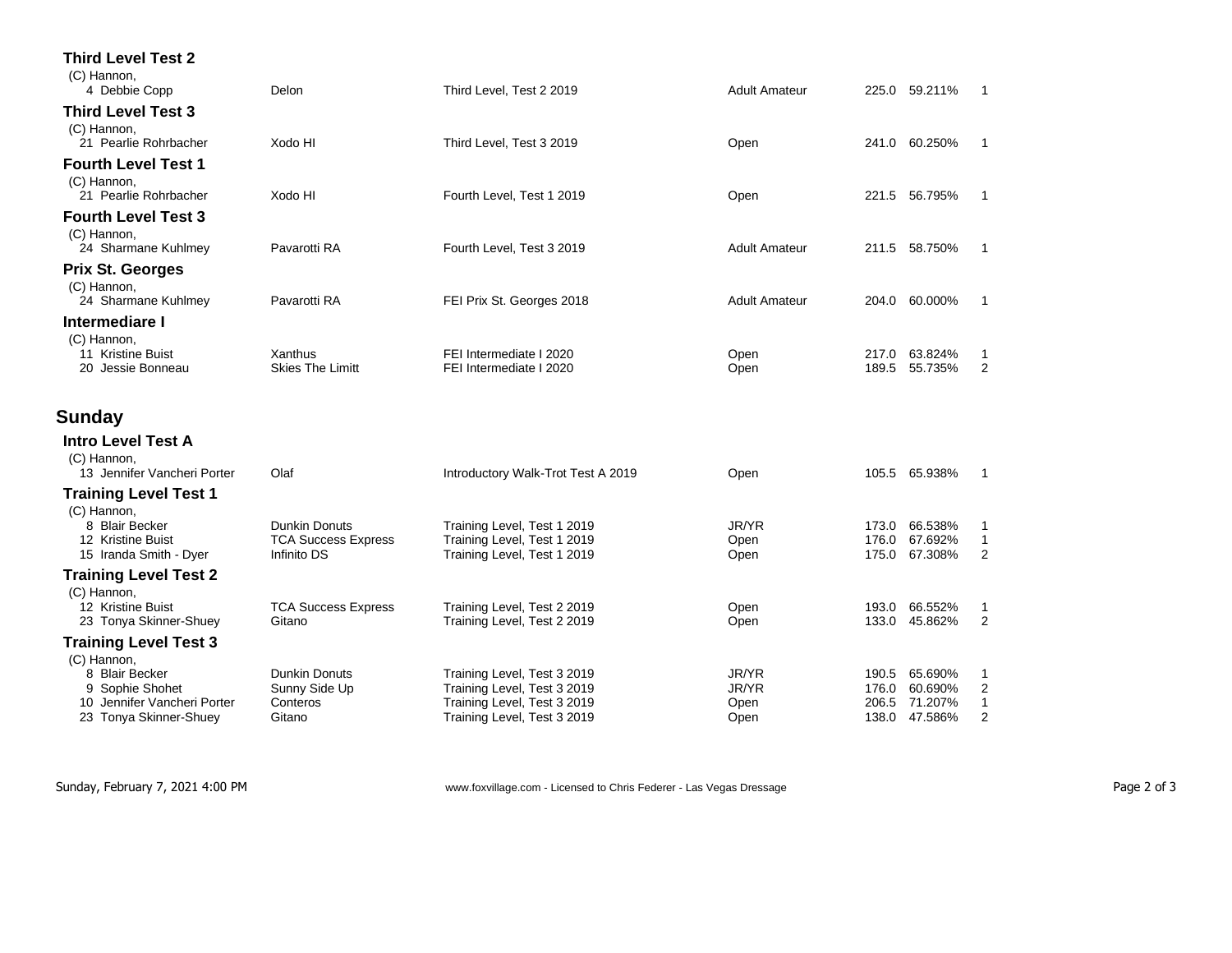### Third Level Test 2

(C) Hannon,

| # | Rider | Horse | Test | Division | Score | % | Place |
|---|---|---|---|---|---|---|---|
| 4 | Debbie Copp | Delon | Third Level, Test 2 2019 | Adult Amateur | 225.0 | 59.211% | 1 |

### Third Level Test 3

(C) Hannon,

| # | Rider | Horse | Test | Division | Score | % | Place |
|---|---|---|---|---|---|---|---|
| 21 | Pearlie Rohrbacher | Xodo HI | Third Level, Test 3 2019 | Open | 241.0 | 60.250% | 1 |

### Fourth Level Test 1

(C) Hannon,

| # | Rider | Horse | Test | Division | Score | % | Place |
|---|---|---|---|---|---|---|---|
| 21 | Pearlie Rohrbacher | Xodo HI | Fourth Level, Test 1 2019 | Open | 221.5 | 56.795% | 1 |

### Fourth Level Test 3

(C) Hannon,

| # | Rider | Horse | Test | Division | Score | % | Place |
|---|---|---|---|---|---|---|---|
| 24 | Sharmane Kuhlmey | Pavarotti RA | Fourth Level, Test 3 2019 | Adult Amateur | 211.5 | 58.750% | 1 |

### Prix St. Georges

(C) Hannon,

| # | Rider | Horse | Test | Division | Score | % | Place |
|---|---|---|---|---|---|---|---|
| 24 | Sharmane Kuhlmey | Pavarotti RA | FEI Prix St. Georges 2018 | Adult Amateur | 204.0 | 60.000% | 1 |

### Intermediare I

(C) Hannon,

| # | Rider | Horse | Test | Division | Score | % | Place |
|---|---|---|---|---|---|---|---|
| 11 | Kristine Buist | Xanthus | FEI Intermediate I 2020 | Open | 217.0 | 63.824% | 1 |
| 20 | Jessie Bonneau | Skies The Limitt | FEI Intermediate I 2020 | Open | 189.5 | 55.735% | 2 |

## Sunday

### Intro Level Test A

(C) Hannon,

| # | Rider | Horse | Test | Division | Score | % | Place |
|---|---|---|---|---|---|---|---|
| 13 | Jennifer Vancheri Porter | Olaf | Introductory Walk-Trot Test A 2019 | Open | 105.5 | 65.938% | 1 |

### Training Level Test 1

(C) Hannon,

| # | Rider | Horse | Test | Division | Score | % | Place |
|---|---|---|---|---|---|---|---|
| 8 | Blair Becker | Dunkin Donuts | Training Level, Test 1 2019 | JR/YR | 173.0 | 66.538% | 1 |
| 12 | Kristine Buist | TCA Success Express | Training Level, Test 1 2019 | Open | 176.0 | 67.692% | 1 |
| 15 | Iranda Smith - Dyer | Infinito DS | Training Level, Test 1 2019 | Open | 175.0 | 67.308% | 2 |

### Training Level Test 2

(C) Hannon,

| # | Rider | Horse | Test | Division | Score | % | Place |
|---|---|---|---|---|---|---|---|
| 12 | Kristine Buist | TCA Success Express | Training Level, Test 2 2019 | Open | 193.0 | 66.552% | 1 |
| 23 | Tonya Skinner-Shuey | Gitano | Training Level, Test 2 2019 | Open | 133.0 | 45.862% | 2 |

### Training Level Test 3

(C) Hannon,

| # | Rider | Horse | Test | Division | Score | % | Place |
|---|---|---|---|---|---|---|---|
| 8 | Blair Becker | Dunkin Donuts | Training Level, Test 3 2019 | JR/YR | 190.5 | 65.690% | 1 |
| 9 | Sophie Shohet | Sunny Side Up | Training Level, Test 3 2019 | JR/YR | 176.0 | 60.690% | 2 |
| 10 | Jennifer Vancheri Porter | Conteros | Training Level, Test 3 2019 | Open | 206.5 | 71.207% | 1 |
| 23 | Tonya Skinner-Shuey | Gitano | Training Level, Test 3 2019 | Open | 138.0 | 47.586% | 2 |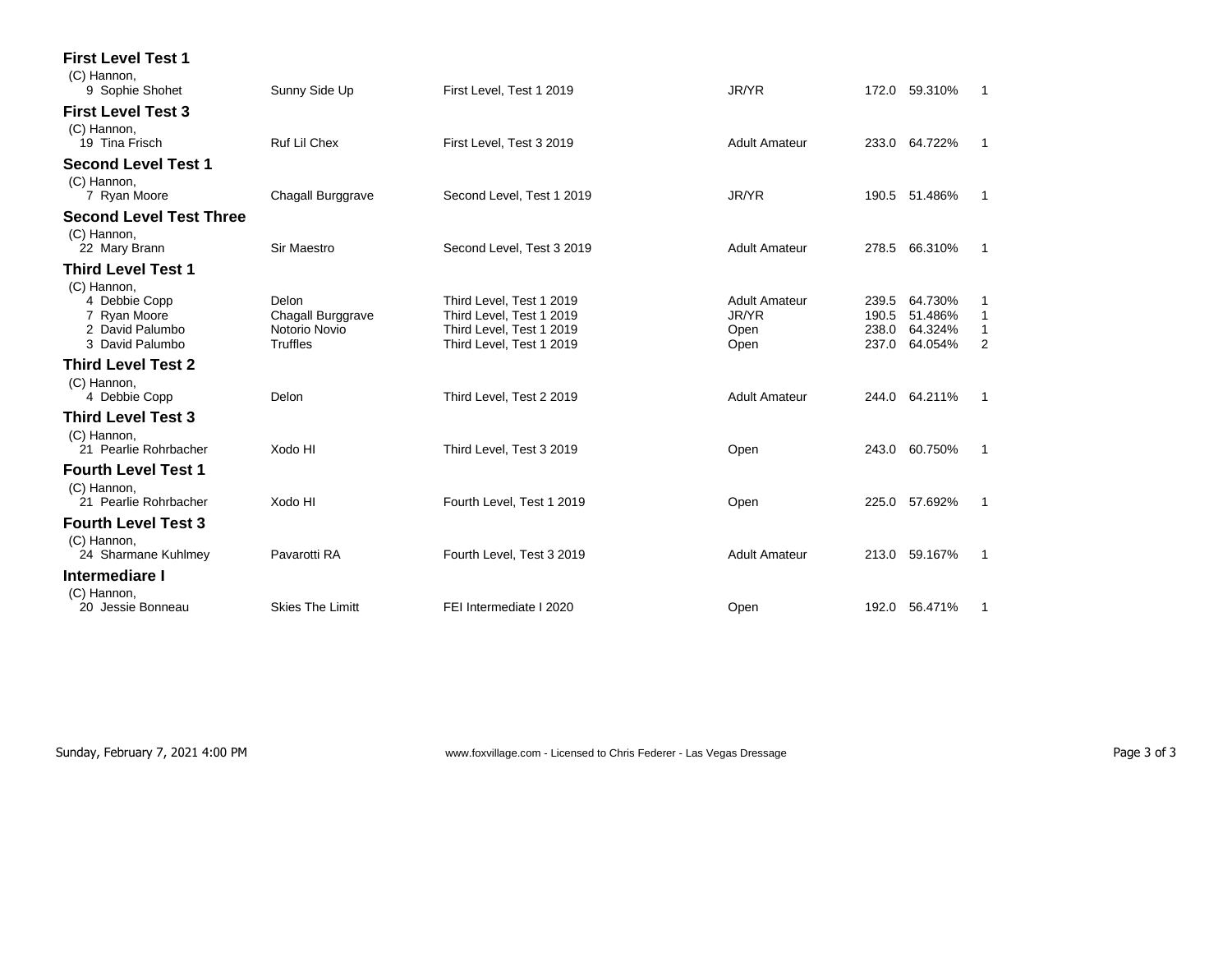### First Level Test 1

(C) Hannon,

| | | | | | | |
|---|---|---|---|---|---|---|
| 9 Sophie Shohet | Sunny Side Up | First Level, Test 1 2019 | JR/YR | 172.0 | 59.310% | 1 |

### First Level Test 3

(C) Hannon,

| | | | | | | |
|---|---|---|---|---|---|---|
| 19 Tina Frisch | Ruf Lil Chex | First Level, Test 3 2019 | Adult Amateur | 233.0 | 64.722% | 1 |

### Second Level Test 1

(C) Hannon,

| | | | | | | |
|---|---|---|---|---|---|---|
| 7 Ryan Moore | Chagall Burggrave | Second Level, Test 1 2019 | JR/YR | 190.5 | 51.486% | 1 |

### Second Level Test Three

(C) Hannon,

| | | | | | | |
|---|---|---|---|---|---|---|
| 22 Mary Brann | Sir Maestro | Second Level, Test 3 2019 | Adult Amateur | 278.5 | 66.310% | 1 |

### Third Level Test 1

(C) Hannon,

| | | | | | | |
|---|---|---|---|---|---|---|
| 4 Debbie Copp | Delon | Third Level, Test 1 2019 | Adult Amateur | 239.5 | 64.730% | 1 |
| 7 Ryan Moore | Chagall Burggrave | Third Level, Test 1 2019 | JR/YR | 190.5 | 51.486% | 1 |
| 2 David Palumbo | Notorio Novio | Third Level, Test 1 2019 | Open | 238.0 | 64.324% | 1 |
| 3 David Palumbo | Truffles | Third Level, Test 1 2019 | Open | 237.0 | 64.054% | 2 |

### Third Level Test 2

(C) Hannon,

| | | | | | | |
|---|---|---|---|---|---|---|
| 4 Debbie Copp | Delon | Third Level, Test 2 2019 | Adult Amateur | 244.0 | 64.211% | 1 |

### Third Level Test 3

(C) Hannon,

| | | | | | | |
|---|---|---|---|---|---|---|
| 21 Pearlie Rohrbacher | Xodo HI | Third Level, Test 3 2019 | Open | 243.0 | 60.750% | 1 |

### Fourth Level Test 1

(C) Hannon,

| | | | | | | |
|---|---|---|---|---|---|---|
| 21 Pearlie Rohrbacher | Xodo HI | Fourth Level, Test 1 2019 | Open | 225.0 | 57.692% | 1 |

### Fourth Level Test 3

(C) Hannon,

| | | | | | | |
|---|---|---|---|---|---|---|
| 24 Sharmane Kuhlmey | Pavarotti RA | Fourth Level, Test 3 2019 | Adult Amateur | 213.0 | 59.167% | 1 |

### Intermediare I

(C) Hannon,

| | | | | | | |
|---|---|---|---|---|---|---|
| 20 Jessie Bonneau | Skies The Limitt | FEI Intermediate I 2020 | Open | 192.0 | 56.471% | 1 |

Sunday, February 7, 2021 4:00 PM

www.foxvillage.com - Licensed to Chris Federer - Las Vegas Dressage